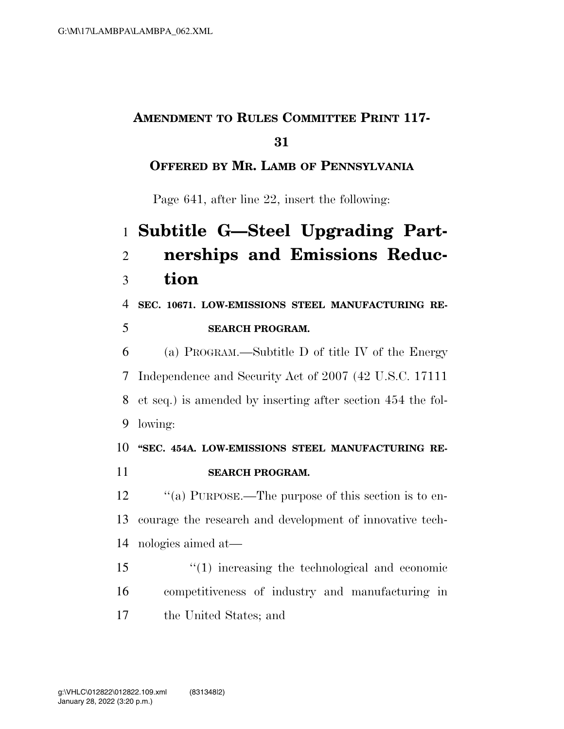**AMENDMENT TO RULES COMMITTEE PRINT 117-31**

**OFFERED BY MR. LAMB OF PENNSYLVANIA**

Page 641, after line 22, insert the following:

# Subtitle G—Steel Upgrading Partnerships and Emissions Reduction

**SEC. 10671. LOW-EMISSIONS STEEL MANUFACTURING RESEARCH PROGRAM.**

(a) PROGRAM.—Subtitle D of title IV of the Energy Independence and Security Act of 2007 (42 U.S.C. 17111 et seq.) is amended by inserting after section 454 the following:

**"SEC. 454A. LOW-EMISSIONS STEEL MANUFACTURING RESEARCH PROGRAM.**

"(a) PURPOSE.—The purpose of this section is to encourage the research and development of innovative technologies aimed at—

"(1) increasing the technological and economic competitiveness of industry and manufacturing in the United States; and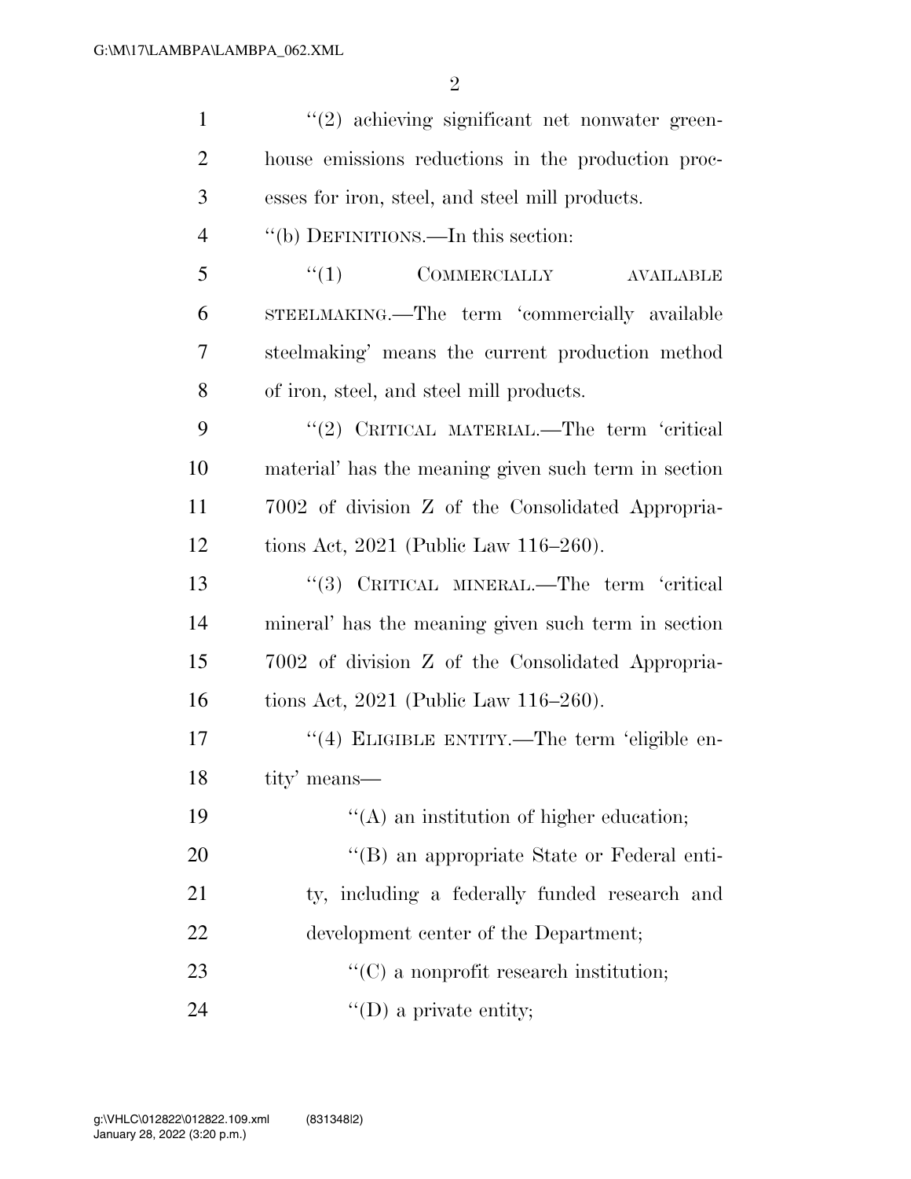"(2) achieving significant net nonwater greenhouse emissions reductions in the production processes for iron, steel, and steel mill products.

"(b) DEFINITIONS.—In this section:

"(1) COMMERCIALLY AVAILABLE STEELMAKING.—The term 'commercially available steelmaking' means the current production method of iron, steel, and steel mill products.

"(2) CRITICAL MATERIAL.—The term 'critical material' has the meaning given such term in section 7002 of division Z of the Consolidated Appropriations Act, 2021 (Public Law 116–260).

"(3) CRITICAL MINERAL.—The term 'critical mineral' has the meaning given such term in section 7002 of division Z of the Consolidated Appropriations Act, 2021 (Public Law 116–260).

"(4) ELIGIBLE ENTITY.—The term 'eligible entity' means—

"(A) an institution of higher education;

"(B) an appropriate State or Federal entity, including a federally funded research and development center of the Department;

"(C) a nonprofit research institution;

"(D) a private entity;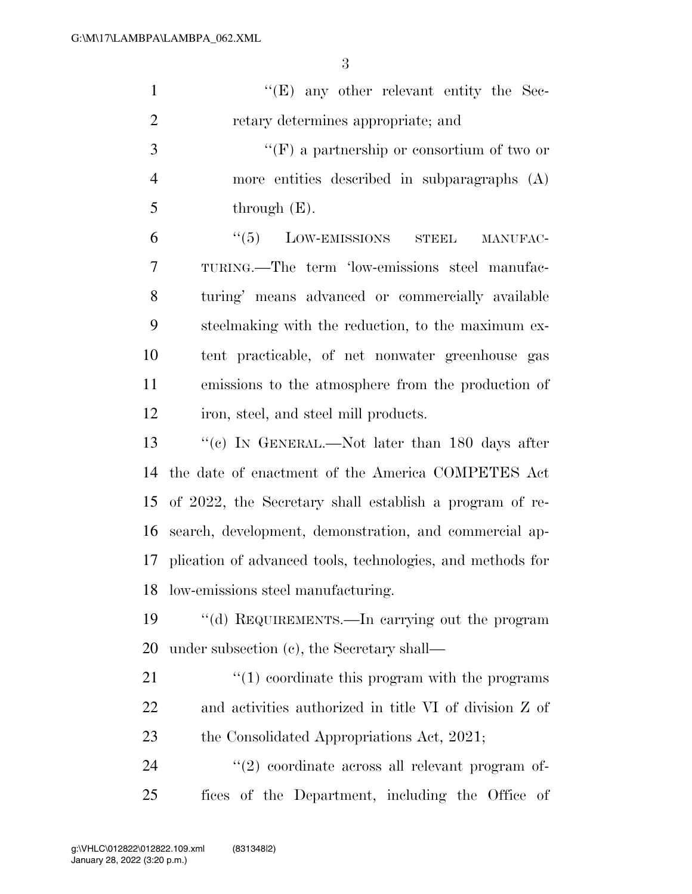''(E) any other relevant entity the Secretary determines appropriate; and

''(F) a partnership or consortium of two or more entities described in subparagraphs (A) through (E).

''(5) LOW-EMISSIONS STEEL MANUFACTURING.—The term 'low-emissions steel manufacturing' means advanced or commercially available steelmaking with the reduction, to the maximum extent practicable, of net nonwater greenhouse gas emissions to the atmosphere from the production of iron, steel, and steel mill products.

''(c) IN GENERAL.—Not later than 180 days after the date of enactment of the America COMPETES Act of 2022, the Secretary shall establish a program of research, development, demonstration, and commercial application of advanced tools, technologies, and methods for low-emissions steel manufacturing.

''(d) REQUIREMENTS.—In carrying out the program under subsection (c), the Secretary shall—

''(1) coordinate this program with the programs and activities authorized in title VI of division Z of the Consolidated Appropriations Act, 2021;

''(2) coordinate across all relevant program offices of the Department, including the Office of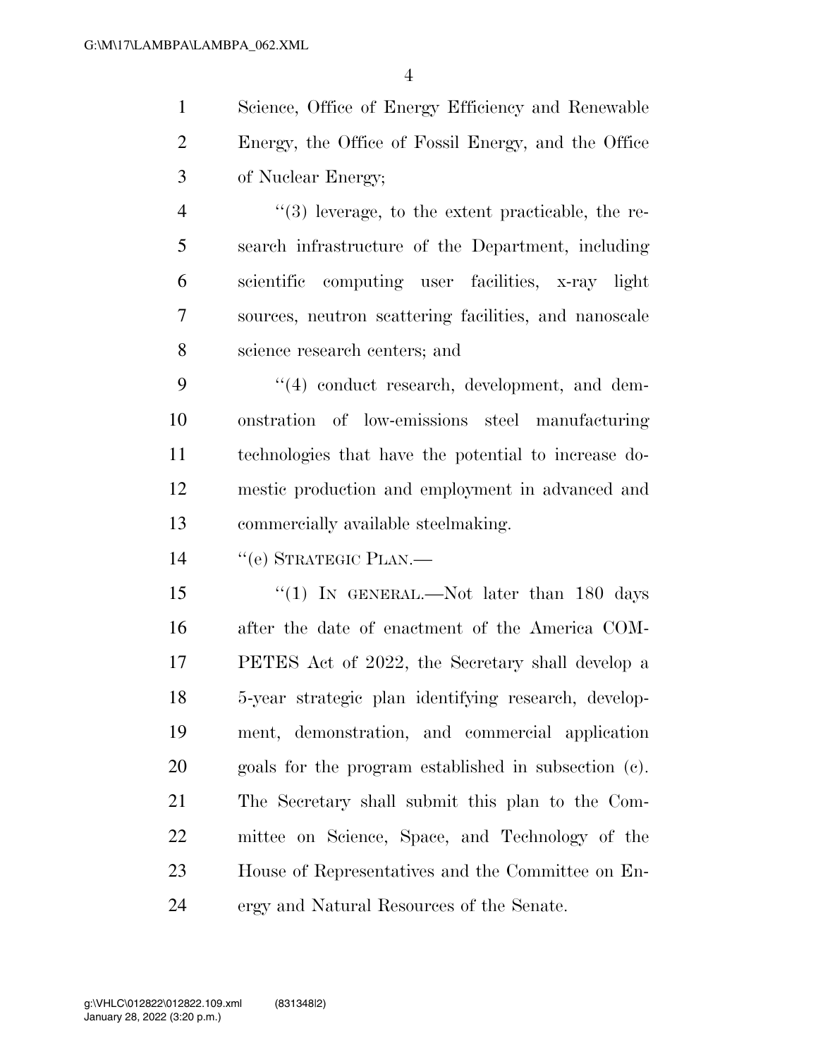Science, Office of Energy Efficiency and Renewable Energy, the Office of Fossil Energy, and the Office of Nuclear Energy;

''(3) leverage, to the extent practicable, the research infrastructure of the Department, including scientific computing user facilities, x-ray light sources, neutron scattering facilities, and nanoscale science research centers; and

''(4) conduct research, development, and demonstration of low-emissions steel manufacturing technologies that have the potential to increase domestic production and employment in advanced and commercially available steelmaking.

''(e) STRATEGIC PLAN.—

''(1) IN GENERAL.—Not later than 180 days after the date of enactment of the America COMPETES Act of 2022, the Secretary shall develop a 5-year strategic plan identifying research, development, demonstration, and commercial application goals for the program established in subsection (c). The Secretary shall submit this plan to the Committee on Science, Space, and Technology of the House of Representatives and the Committee on Energy and Natural Resources of the Senate.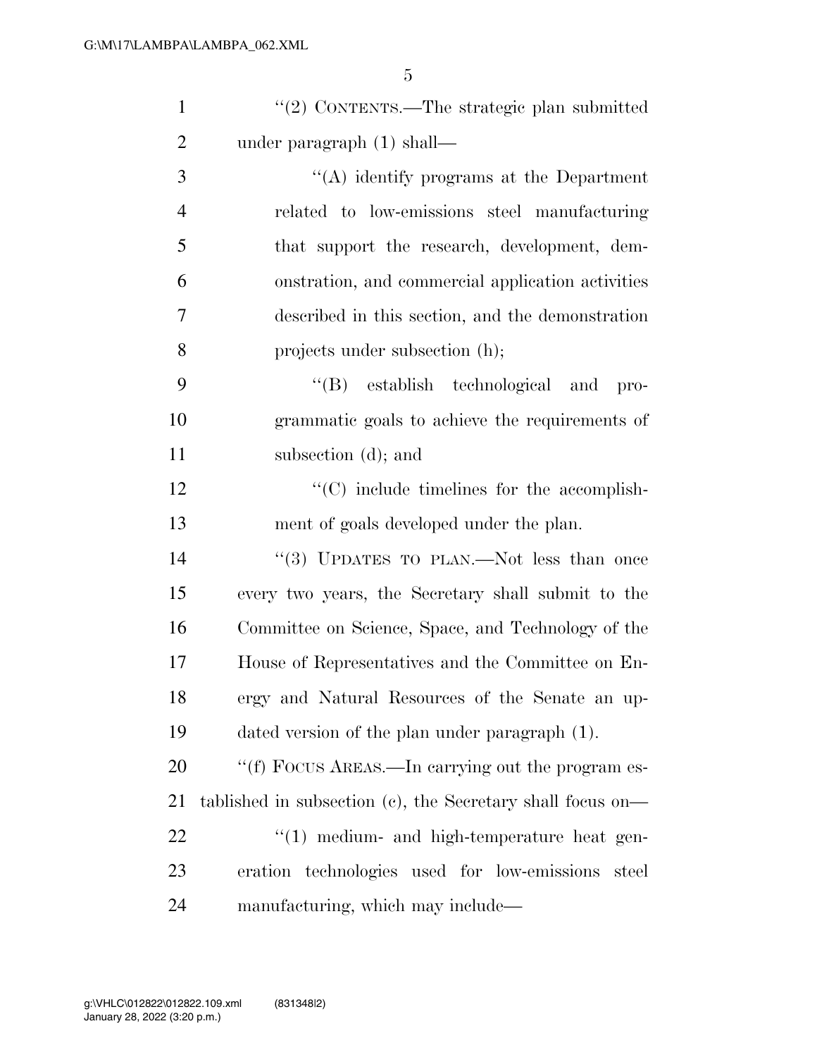''(2) CONTENTS.—The strategic plan submitted under paragraph (1) shall—

''(A) identify programs at the Department related to low-emissions steel manufacturing that support the research, development, demonstration, and commercial application activities described in this section, and the demonstration projects under subsection (h);

''(B) establish technological and programmatic goals to achieve the requirements of subsection (d); and

''(C) include timelines for the accomplishment of goals developed under the plan.

''(3) UPDATES TO PLAN.—Not less than once every two years, the Secretary shall submit to the Committee on Science, Space, and Technology of the House of Representatives and the Committee on Energy and Natural Resources of the Senate an updated version of the plan under paragraph (1).

''(f) FOCUS AREAS.—In carrying out the program established in subsection (c), the Secretary shall focus on—

''(1) medium- and high-temperature heat generation technologies used for low-emissions steel manufacturing, which may include—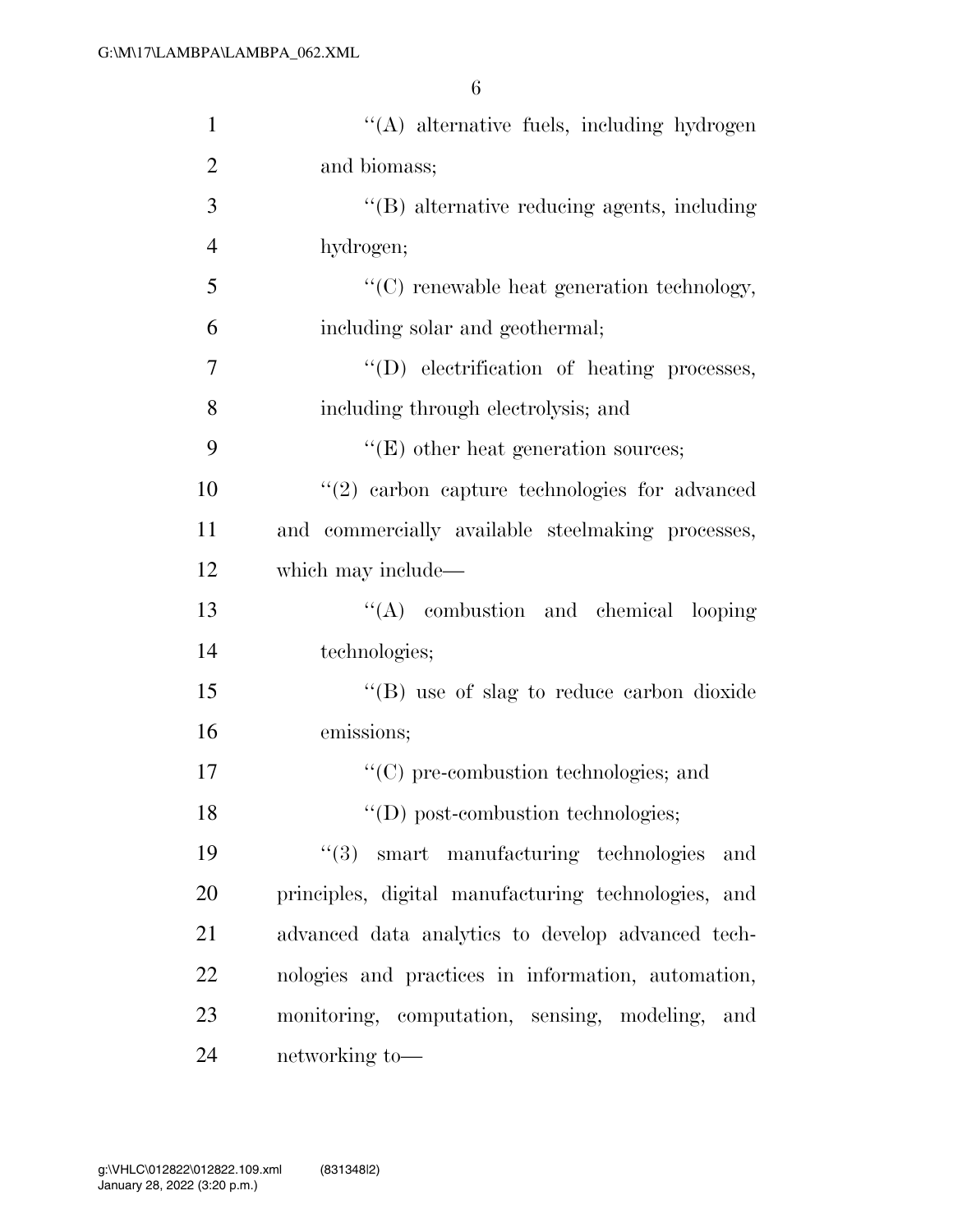"(A) alternative fuels, including hydrogen and biomass;

"(B) alternative reducing agents, including hydrogen;

"(C) renewable heat generation technology, including solar and geothermal;

"(D) electrification of heating processes, including through electrolysis; and

"(E) other heat generation sources;

"(2) carbon capture technologies for advanced and commercially available steelmaking processes, which may include—

"(A) combustion and chemical looping technologies;

"(B) use of slag to reduce carbon dioxide emissions;

"(C) pre-combustion technologies; and

"(D) post-combustion technologies;

"(3) smart manufacturing technologies and principles, digital manufacturing technologies, and advanced data analytics to develop advanced technologies and practices in information, automation, monitoring, computation, sensing, modeling, and networking to—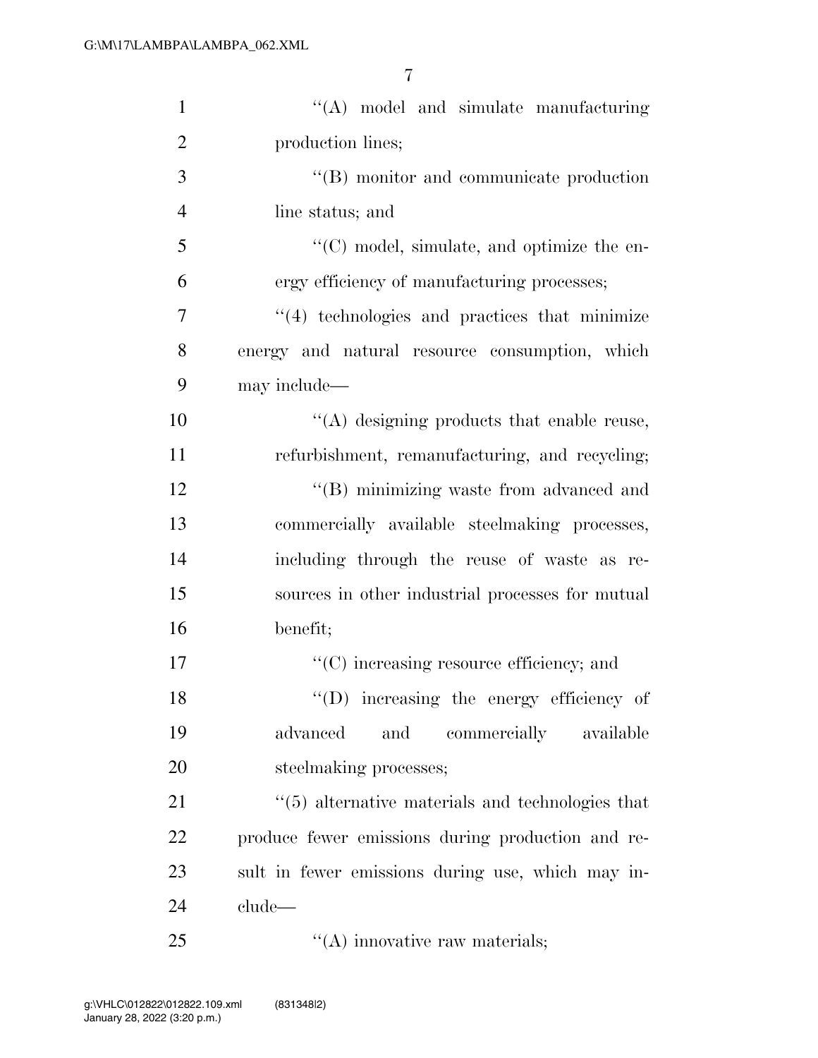''(A) model and simulate manufacturing production lines;

''(B) monitor and communicate production line status; and

''(C) model, simulate, and optimize the energy efficiency of manufacturing processes;

''(4) technologies and practices that minimize energy and natural resource consumption, which may include—

''(A) designing products that enable reuse, refurbishment, remanufacturing, and recycling;

''(B) minimizing waste from advanced and commercially available steelmaking processes, including through the reuse of waste as resources in other industrial processes for mutual benefit;

''(C) increasing resource efficiency; and

''(D) increasing the energy efficiency of advanced and commercially available steelmaking processes;

''(5) alternative materials and technologies that produce fewer emissions during production and result in fewer emissions during use, which may include—

''(A) innovative raw materials;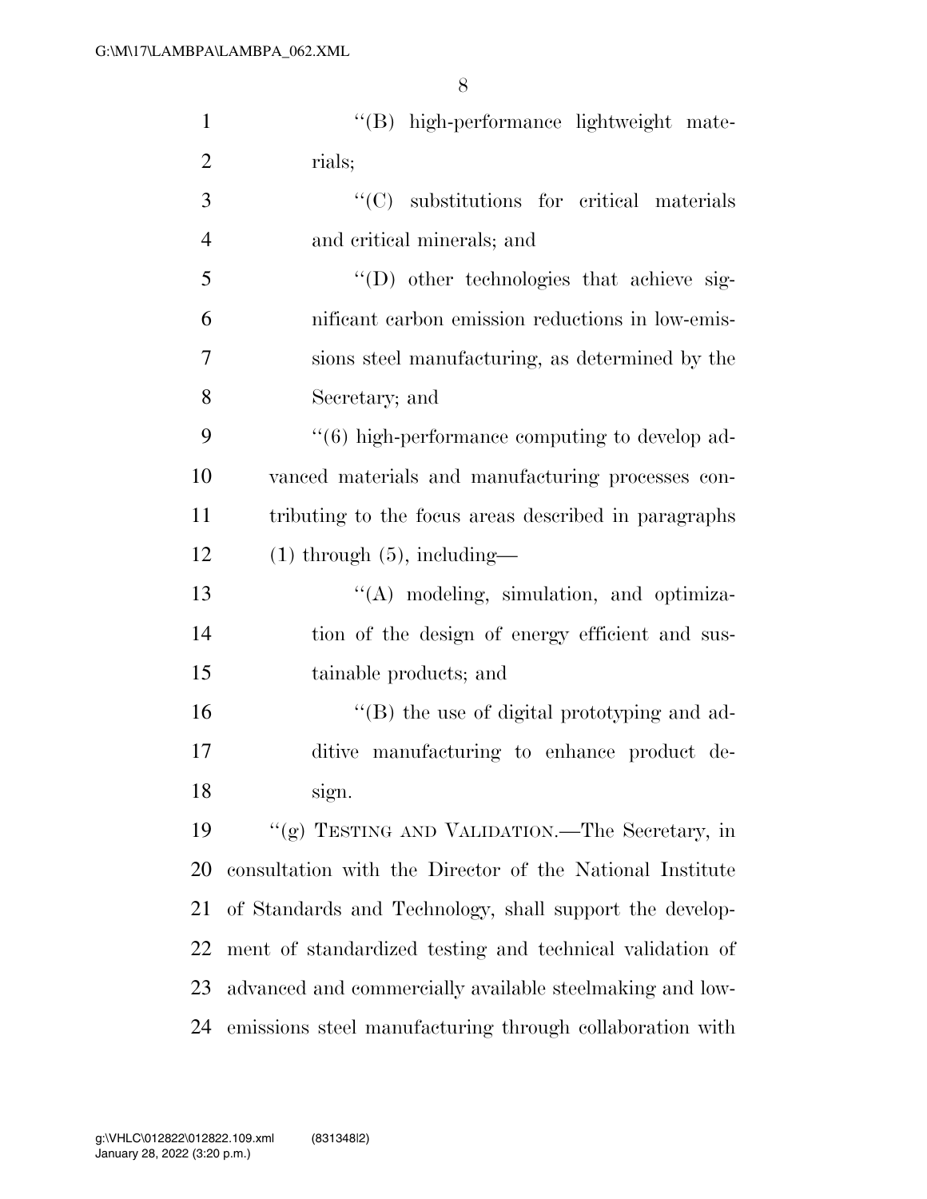"(B) high-performance lightweight materials;

"(C) substitutions for critical materials and critical minerals; and

"(D) other technologies that achieve significant carbon emission reductions in low-emissions steel manufacturing, as determined by the Secretary; and

"(6) high-performance computing to develop advanced materials and manufacturing processes contributing to the focus areas described in paragraphs (1) through (5), including—

"(A) modeling, simulation, and optimization of the design of energy efficient and sustainable products; and

"(B) the use of digital prototyping and additive manufacturing to enhance product design.

"(g) TESTING AND VALIDATION.—The Secretary, in consultation with the Director of the National Institute of Standards and Technology, shall support the development of standardized testing and technical validation of advanced and commercially available steelmaking and low-emissions steel manufacturing through collaboration with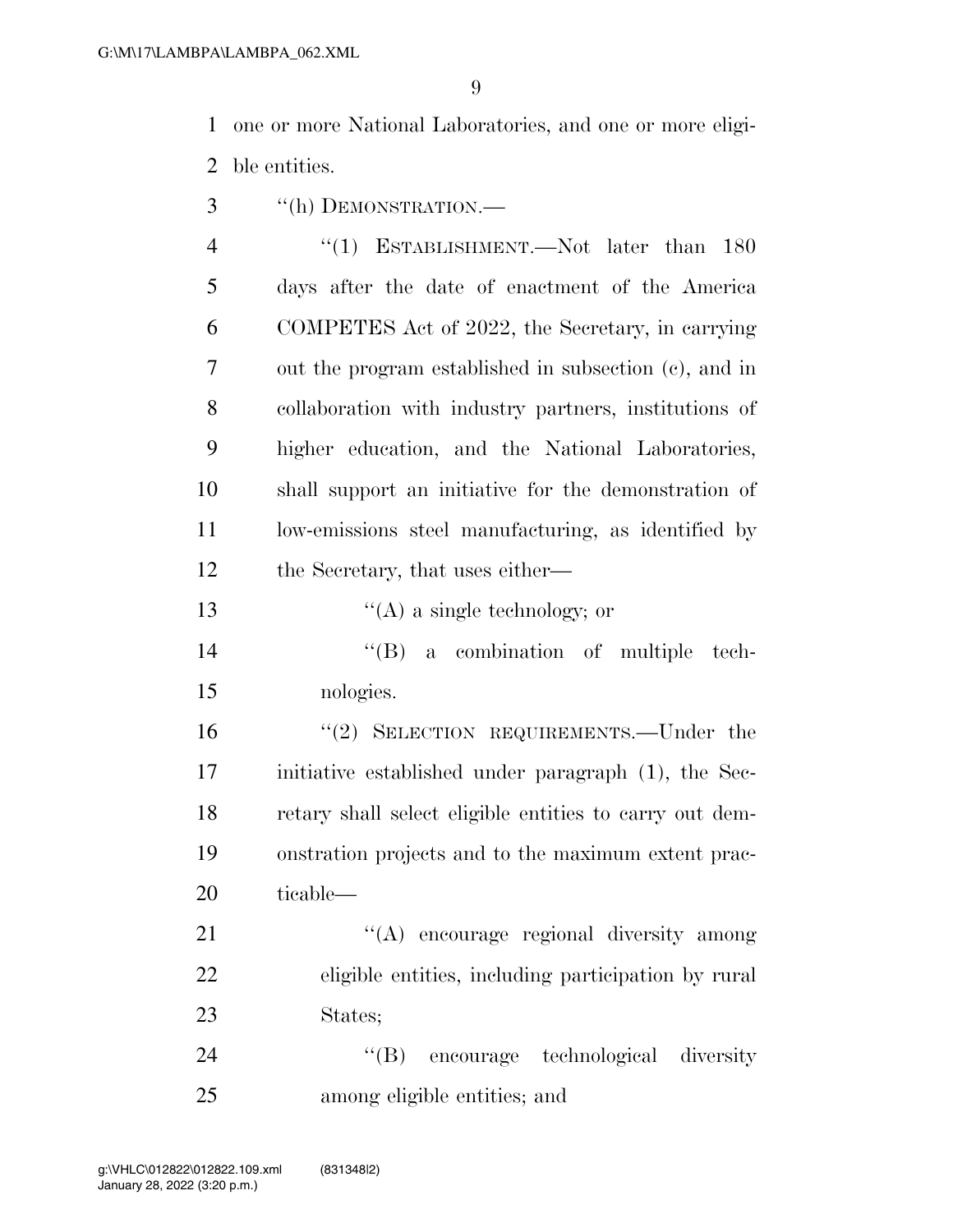one or more National Laboratories, and one or more eligible entities.

"(h) DEMONSTRATION.—

"(1) ESTABLISHMENT.—Not later than 180 days after the date of enactment of the America COMPETES Act of 2022, the Secretary, in carrying out the program established in subsection (c), and in collaboration with industry partners, institutions of higher education, and the National Laboratories, shall support an initiative for the demonstration of low-emissions steel manufacturing, as identified by the Secretary, that uses either—

"(A) a single technology; or

"(B) a combination of multiple technologies.

"(2) SELECTION REQUIREMENTS.—Under the initiative established under paragraph (1), the Secretary shall select eligible entities to carry out demonstration projects and to the maximum extent practicable—

"(A) encourage regional diversity among eligible entities, including participation by rural States;

"(B) encourage technological diversity among eligible entities; and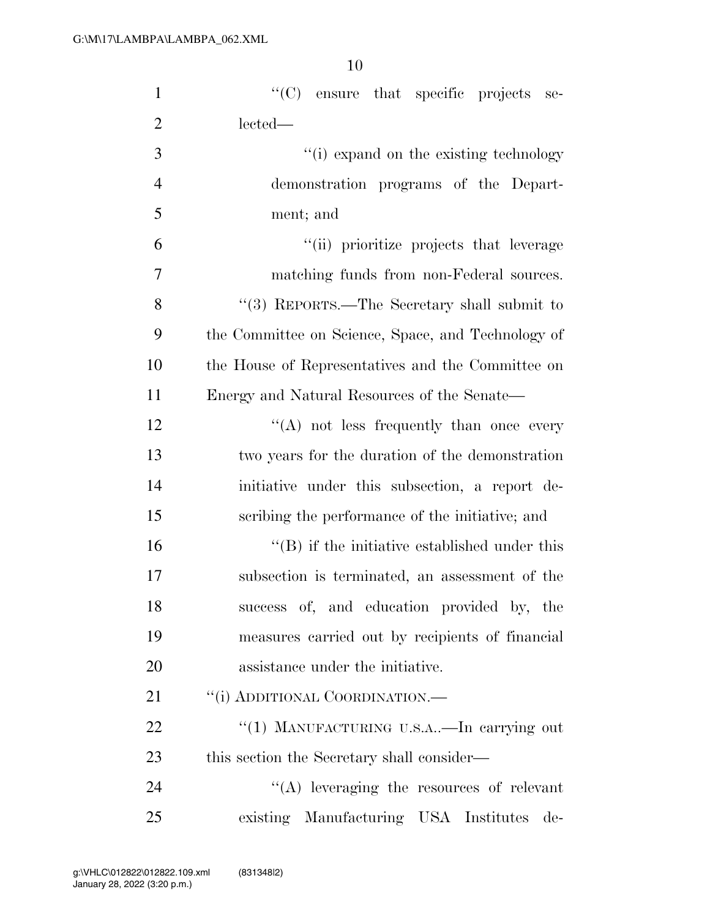''(C) ensure that specific projects selected—

''(i) expand on the existing technology demonstration programs of the Department; and

''(ii) prioritize projects that leverage matching funds from non-Federal sources.

''(3) REPORTS.—The Secretary shall submit to the Committee on Science, Space, and Technology of the House of Representatives and the Committee on Energy and Natural Resources of the Senate—

''(A) not less frequently than once every two years for the duration of the demonstration initiative under this subsection, a report describing the performance of the initiative; and

''(B) if the initiative established under this subsection is terminated, an assessment of the success of, and education provided by, the measures carried out by recipients of financial assistance under the initiative.

''(i) ADDITIONAL COORDINATION.—

''(1) MANUFACTURING U.S.A..—In carrying out this section the Secretary shall consider—

''(A) leveraging the resources of relevant existing Manufacturing USA Institutes de-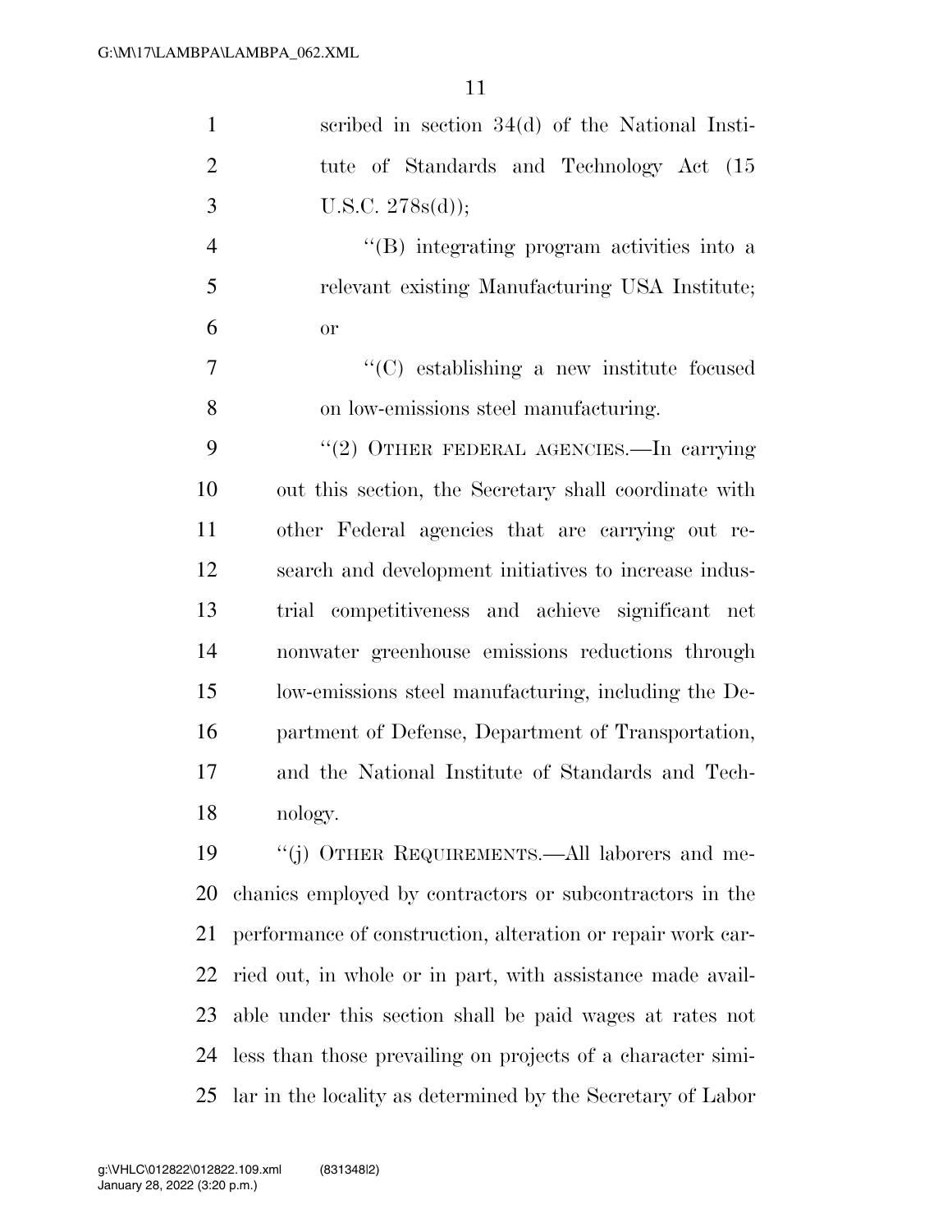scribed in section 34(d) of the National Institute of Standards and Technology Act (15 U.S.C. 278s(d));

"(B) integrating program activities into a relevant existing Manufacturing USA Institute; or

"(C) establishing a new institute focused on low-emissions steel manufacturing.

"(2) OTHER FEDERAL AGENCIES.—In carrying out this section, the Secretary shall coordinate with other Federal agencies that are carrying out research and development initiatives to increase industrial competitiveness and achieve significant net nonwater greenhouse emissions reductions through low-emissions steel manufacturing, including the Department of Defense, Department of Transportation, and the National Institute of Standards and Technology.

"(j) OTHER REQUIREMENTS.—All laborers and mechanics employed by contractors or subcontractors in the performance of construction, alteration or repair work carried out, in whole or in part, with assistance made available under this section shall be paid wages at rates not less than those prevailing on projects of a character similar in the locality as determined by the Secretary of Labor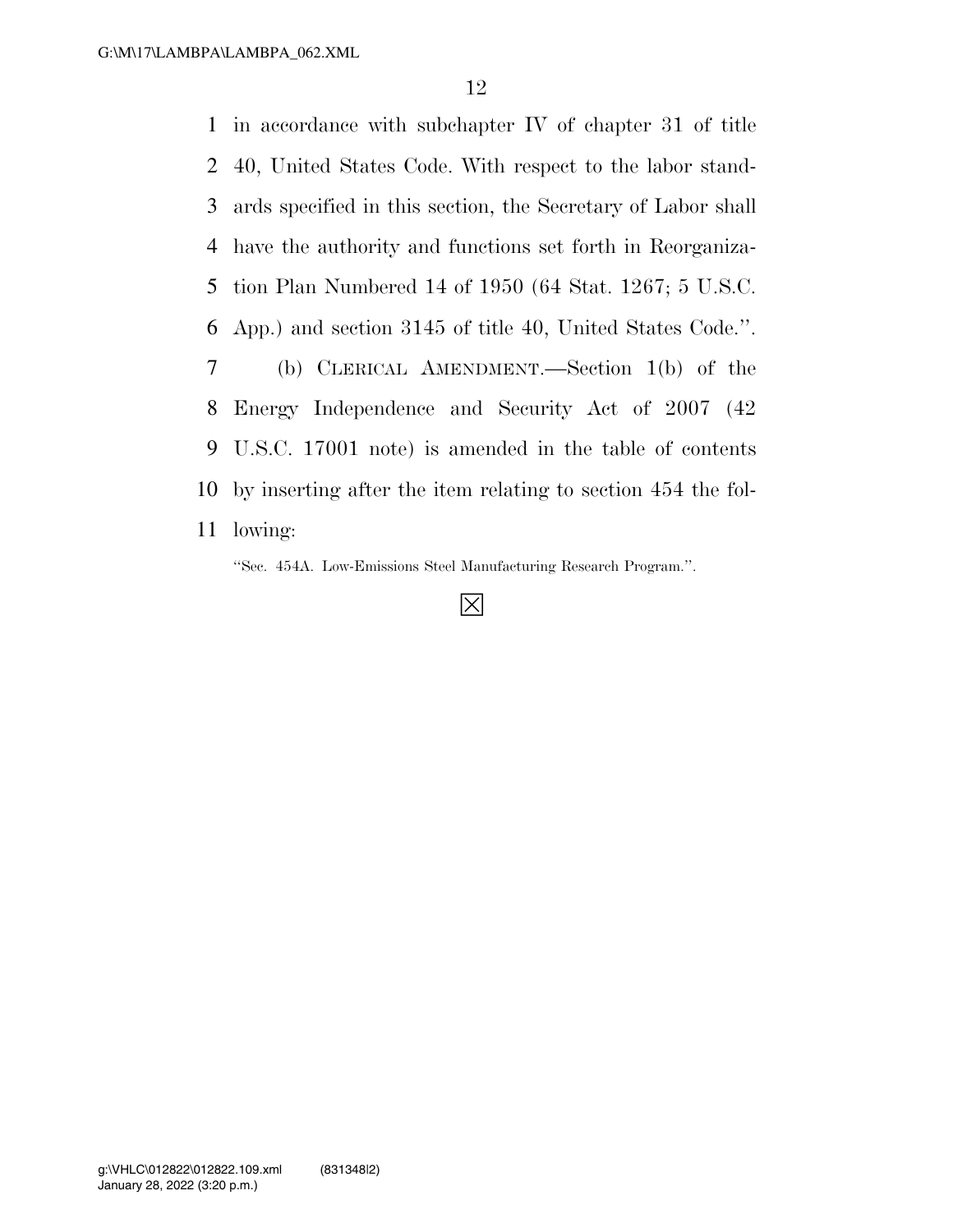in accordance with subchapter IV of chapter 31 of title 40, United States Code. With respect to the labor standards specified in this section, the Secretary of Labor shall have the authority and functions set forth in Reorganization Plan Numbered 14 of 1950 (64 Stat. 1267; 5 U.S.C. App.) and section 3145 of title 40, United States Code.''.

(b) CLERICAL AMENDMENT.—Section 1(b) of the Energy Independence and Security Act of 2007 (42 U.S.C. 17001 note) is amended in the table of contents by inserting after the item relating to section 454 the following:

''Sec. 454A. Low-Emissions Steel Manufacturing Research Program.''.